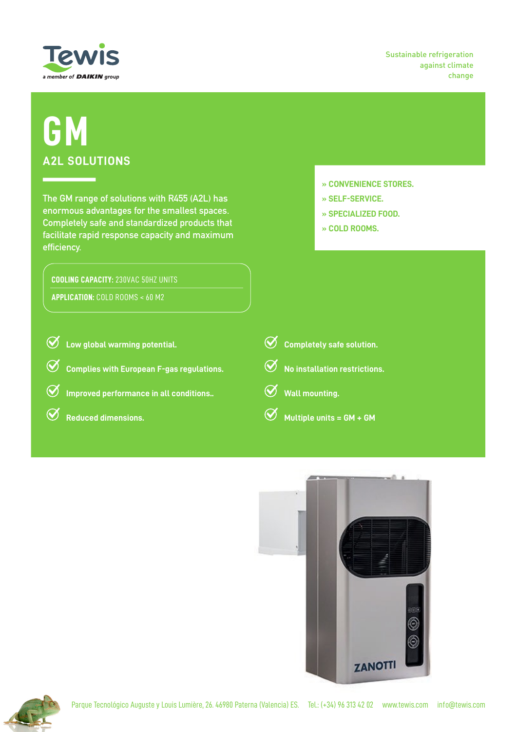Tewis

a member of DAIKIN group

Sustainable refrigeration against climate change

# GM

## A2L SOLUTIONS

The GM range of solutions with R455 (A2L) has enormous advantages for the smallest spaces. Completely safe and standardized products that facilitate rapid response capacity and maximum efficiency.

- » CONVENIENCE STORES.
- » SELF-SERVICE.
- » SPECIALIZED FOOD.
- » COLD ROOMS.

**COOLING CAPACITY:** 230VAC 50HZ UNITS

**APPLICATION:** COLD ROOMS < 60 M2

- **Low global warming potential.**
- **Complies with European F-gas regulations.**
- **Improved performance in all conditions..**
- **Reduced dimensions.**
- **Completely safe solution.**
- **No installation restrictions.**
- **Wall mounting.**
- **Multiple units = GM + GM**

ZANOTTI

Parque Tecnológico Auguste y Louis Lumière, 26. 46980 Paterna (Valencia) ES. Tel.: (+34) 96 313 42 02 www.tewis.com info@tewis.com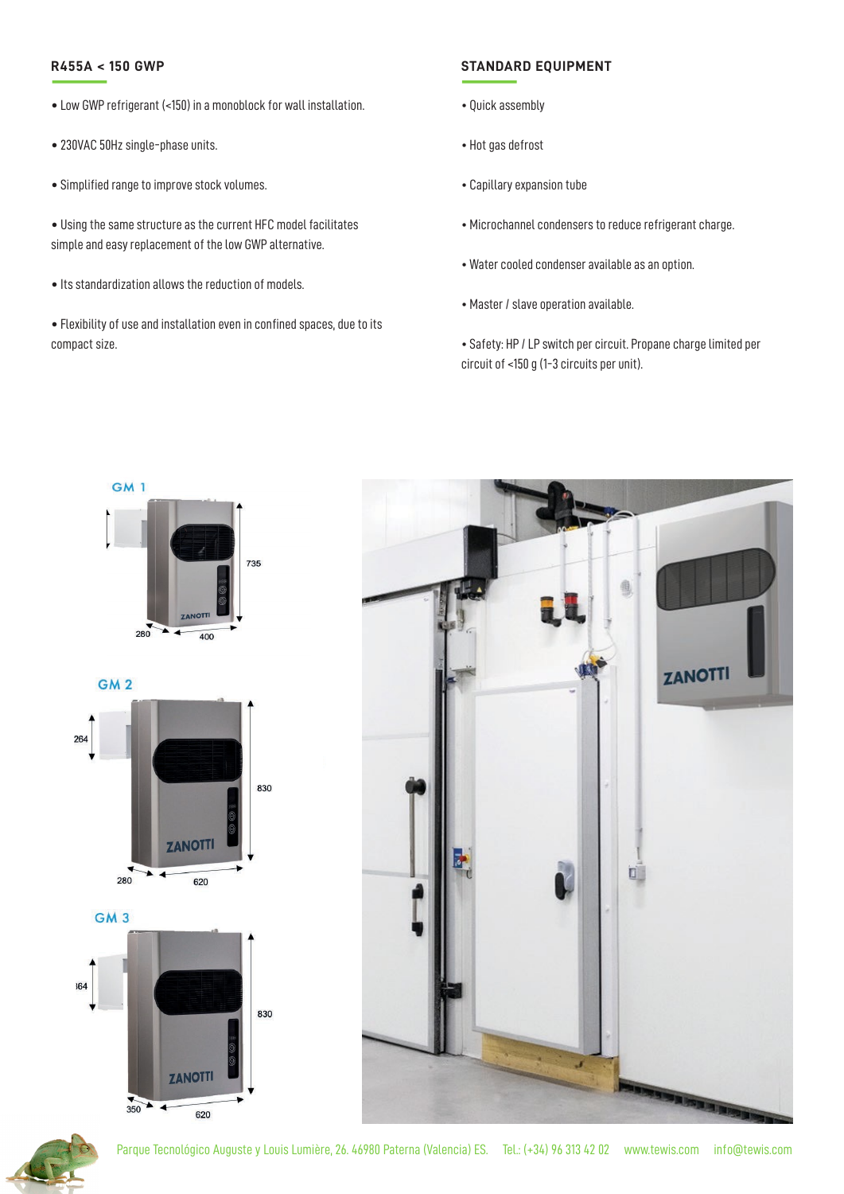## R455A < 150 GWP

- Low GWP refrigerant (<150) in a monoblock for wall installation.
- 230VAC 50Hz single-phase units.
- Simplified range to improve stock volumes.
- Using the same structure as the current HFC model facilitates simple and easy replacement of the low GWP alternative.
- Its standardization allows the reduction of models.
- Flexibility of use and installation even in confined spaces, due to its compact size.

## STANDARD EQUIPMENT

- Quick assembly
- Hot gas defrost
- Capillary expansion tube
- Microchannel condensers to reduce refrigerant charge.
- Water cooled condenser available as an option.
- Master / slave operation available.
- Safety: HP / LP switch per circuit. Propane charge limited per circuit of <150 g (1-3 circuits per unit).

GM 1

735

280

400

GM 2

264

830

280

620

GM 3

364

830

350

620

Parque Tecnológico Auguste y Louis Lumière, 26. 46980 Paterna (Valencia) ES. Tel.: (+34) 96 313 42 02 www.tewis.com info@tewis.com